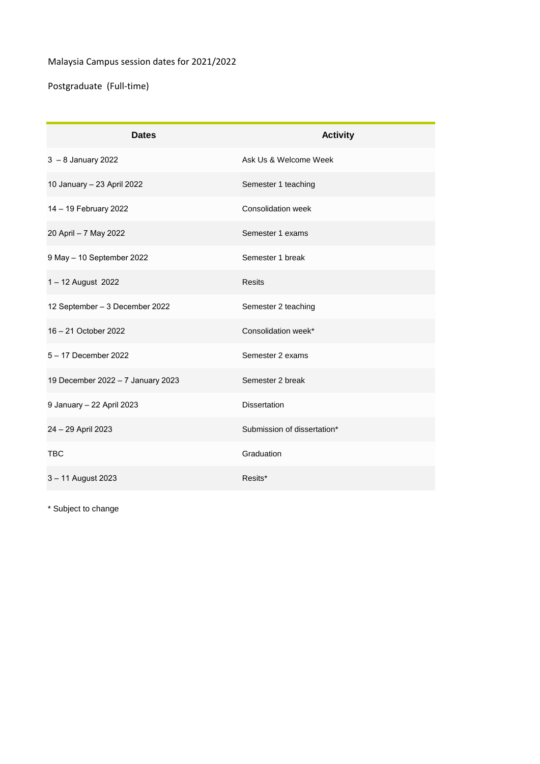Malaysia Campus session dates for 2021/2022

Postgraduate (Full-time)

| Dates | Activity |
| --- | --- |
| 3 – 8 January 2022 | Ask Us & Welcome Week |
| 10 January – 23 April 2022 | Semester 1 teaching |
| 14 – 19 February 2022 | Consolidation week |
| 20 April – 7 May 2022 | Semester 1 exams |
| 9 May – 10 September 2022 | Semester 1 break |
| 1 – 12 August 2022 | Resits |
| 12 September – 3 December 2022 | Semester 2 teaching |
| 16 – 21 October 2022 | Consolidation week* |
| 5 – 17 December 2022 | Semester 2 exams |
| 19 December 2022 – 7 January 2023 | Semester 2 break |
| 9 January – 22 April 2023 | Dissertation |
| 24 – 29 April 2023 | Submission of dissertation* |
| TBC | Graduation |
| 3 – 11 August 2023 | Resits* |

* Subject to change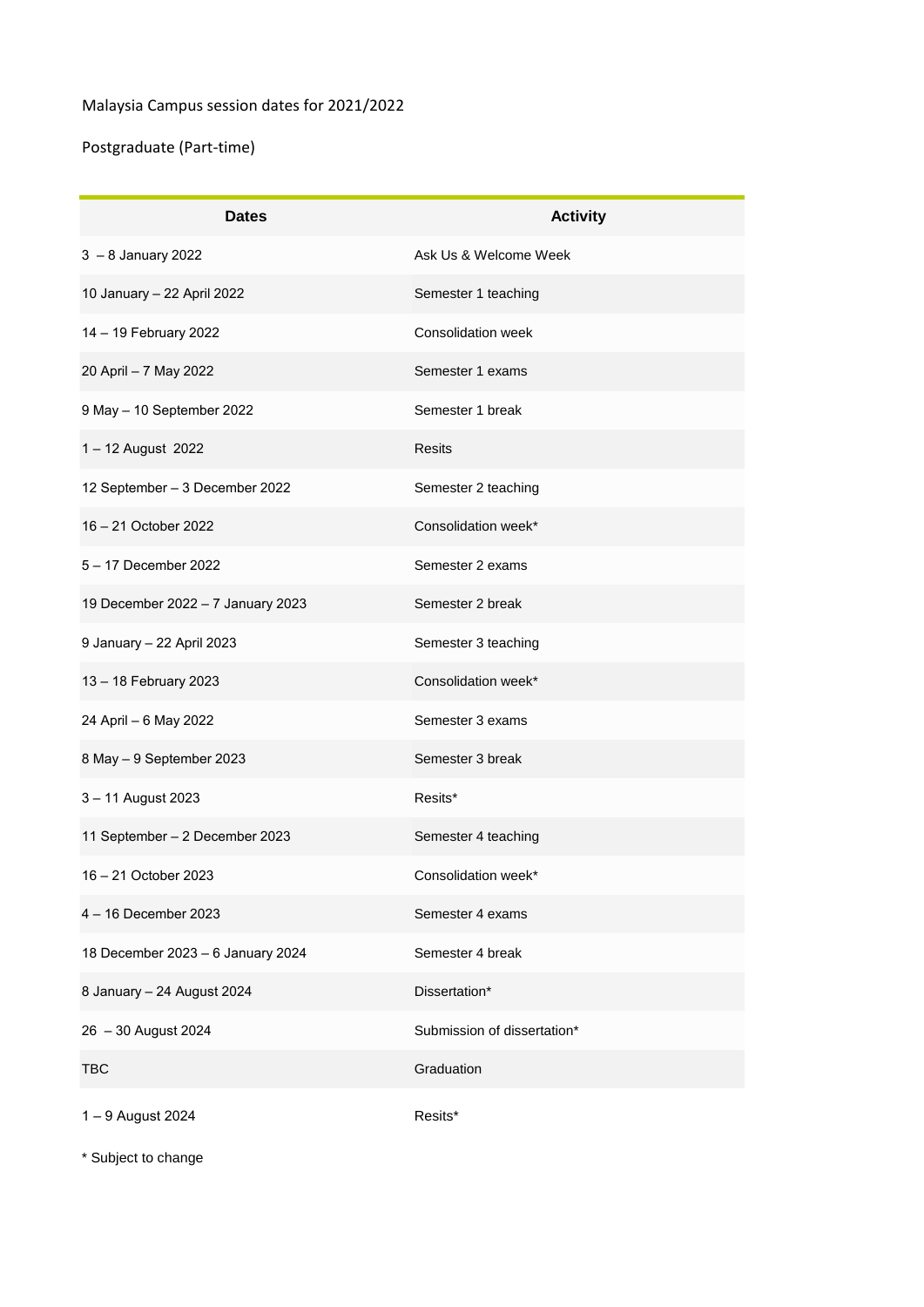Malaysia Campus session dates for 2021/2022

Postgraduate (Part-time)

| Dates | Activity |
|---|---|
| 3 – 8 January 2022 | Ask Us & Welcome Week |
| 10 January – 22 April 2022 | Semester 1 teaching |
| 14 – 19 February 2022 | Consolidation week |
| 20 April – 7 May 2022 | Semester 1 exams |
| 9 May – 10 September 2022 | Semester 1 break |
| 1 – 12 August 2022 | Resits |
| 12 September – 3 December 2022 | Semester 2 teaching |
| 16 – 21 October 2022 | Consolidation week* |
| 5 – 17 December 2022 | Semester 2 exams |
| 19 December 2022 – 7 January 2023 | Semester 2 break |
| 9 January – 22 April 2023 | Semester 3 teaching |
| 13 – 18 February 2023 | Consolidation week* |
| 24 April – 6 May 2022 | Semester 3 exams |
| 8 May – 9 September 2023 | Semester 3 break |
| 3 – 11 August 2023 | Resits* |
| 11 September – 2 December 2023 | Semester 4 teaching |
| 16 – 21 October 2023 | Consolidation week* |
| 4 – 16 December 2023 | Semester 4 exams |
| 18 December 2023 – 6 January 2024 | Semester 4 break |
| 8 January – 24 August 2024 | Dissertation* |
| 26 – 30 August 2024 | Submission of dissertation* |
| TBC | Graduation |
| 1 – 9 August 2024 | Resits* |

* Subject to change